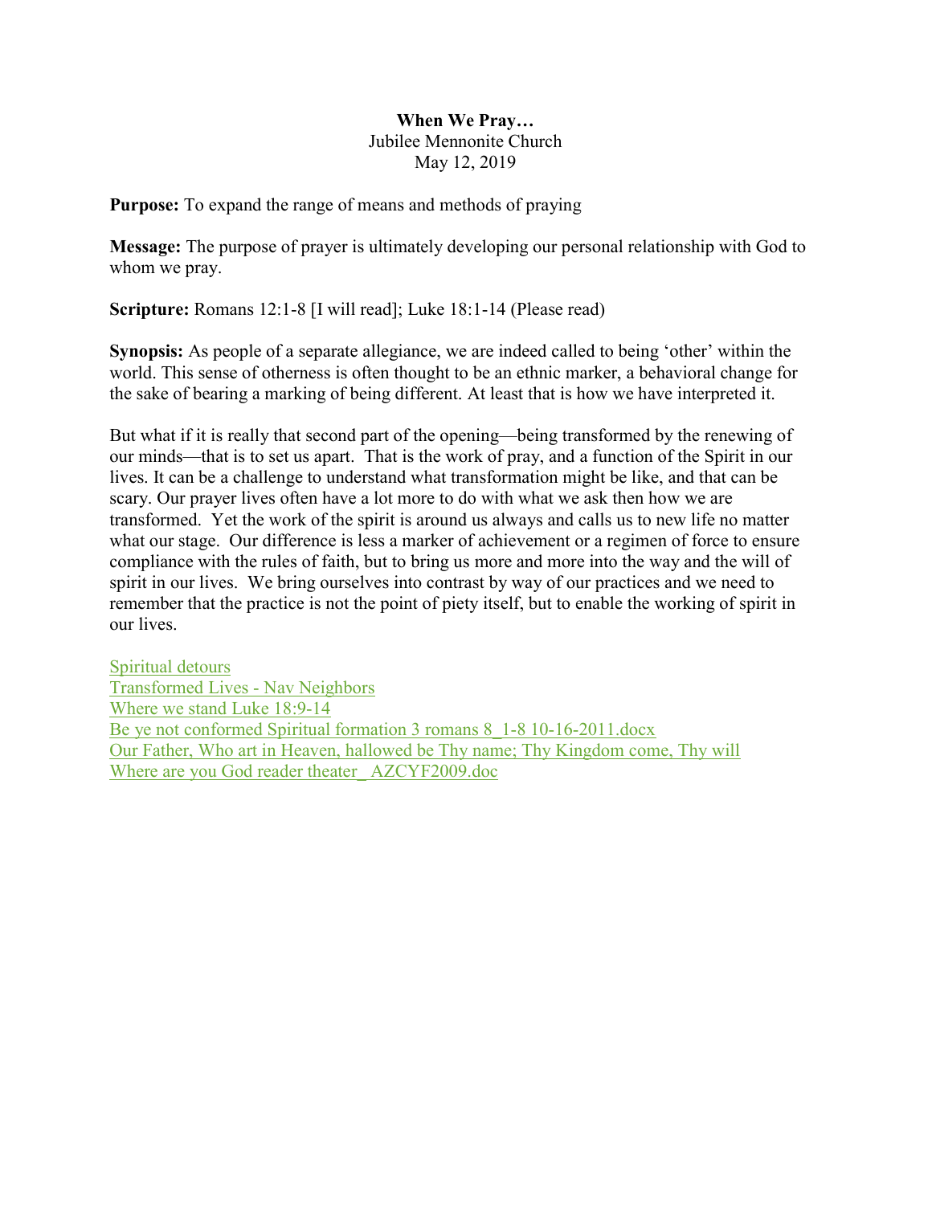**When We Pray…**
Jubilee Mennonite Church
May 12, 2019

**Purpose:** To expand the range of means and methods of praying

**Message:** The purpose of prayer is ultimately developing our personal relationship with God to whom we pray.

**Scripture:** Romans 12:1-8 [I will read]; Luke 18:1-14 (Please read)

**Synopsis:** As people of a separate allegiance, we are indeed called to being 'other' within the world. This sense of otherness is often thought to be an ethnic marker, a behavioral change for the sake of bearing a marking of being different. At least that is how we have interpreted it.

But what if it is really that second part of the opening—being transformed by the renewing of our minds—that is to set us apart. That is the work of pray, and a function of the Spirit in our lives. It can be a challenge to understand what transformation might be like, and that can be scary. Our prayer lives often have a lot more to do with what we ask then how we are transformed. Yet the work of the spirit is around us always and calls us to new life no matter what our stage. Our difference is less a marker of achievement or a regimen of force to ensure compliance with the rules of faith, but to bring us more and more into the way and the will of spirit in our lives. We bring ourselves into contrast by way of our practices and we need to remember that the practice is not the point of piety itself, but to enable the working of spirit in our lives.

Spiritual detours
Transformed Lives - Nav Neighbors
Where we stand Luke 18:9-14
Be ye not conformed Spiritual formation 3 romans 8_1-8 10-16-2011.docx
Our Father, Who art in Heaven, hallowed be Thy name; Thy Kingdom come, Thy will
Where are you God reader theater_ AZCYF2009.doc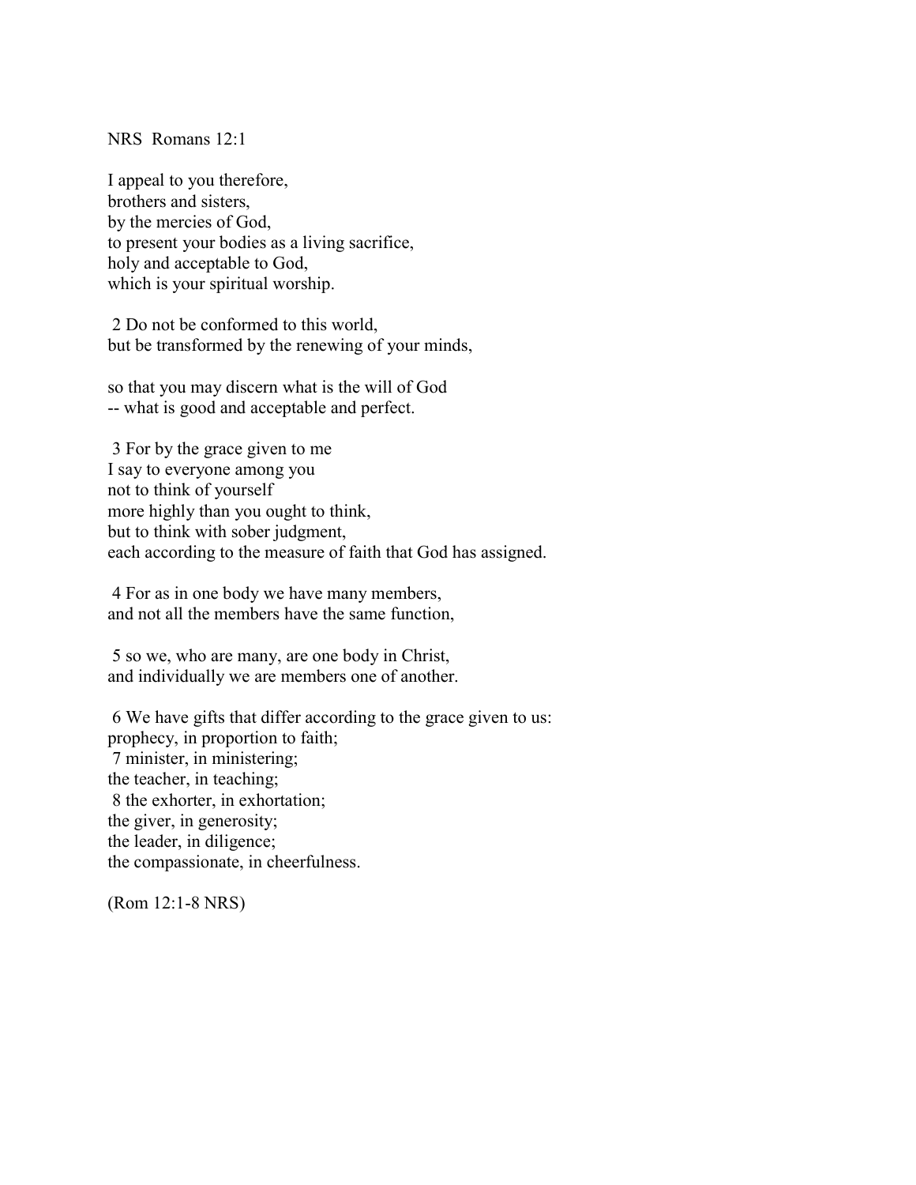NRS Romans 12:1

I appeal to you therefore,  
brothers and sisters,  
by the mercies of God,  
to present your bodies as a living sacrifice,  
holy and acceptable to God,  
which is your spiritual worship.

2 Do not be conformed to this world,  
but be transformed by the renewing of your minds,

so that you may discern what is the will of God  
-- what is good and acceptable and perfect.

3 For by the grace given to me  
I say to everyone among you  
not to think of yourself  
more highly than you ought to think,  
but to think with sober judgment,  
each according to the measure of faith that God has assigned.

4 For as in one body we have many members,  
and not all the members have the same function,

5 so we, who are many, are one body in Christ,  
and individually we are members one of another.

6 We have gifts that differ according to the grace given to us:  
prophecy, in proportion to faith;  
7 minister, in ministering;  
the teacher, in teaching;  
8 the exhorter, in exhortation;  
the giver, in generosity;  
the leader, in diligence;  
the compassionate, in cheerfulness.

(Rom 12:1-8 NRS)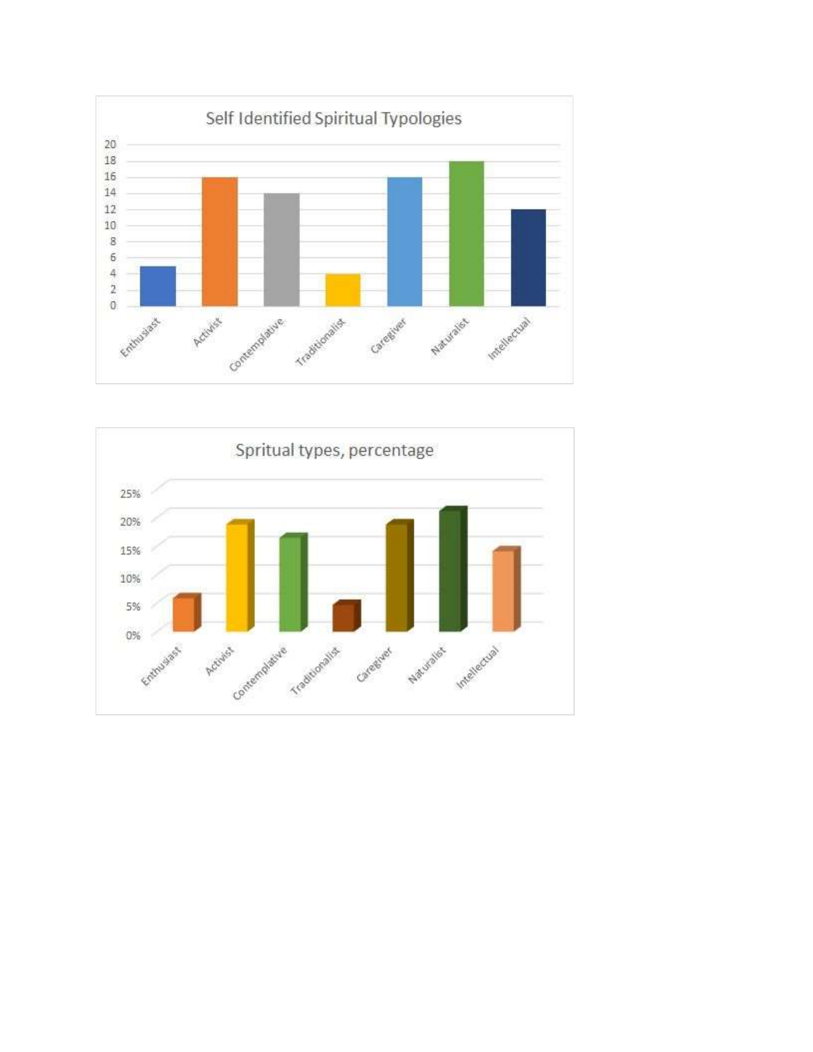**Self Identified Spiritual Typologies**

20
18
16
14
12
10
8
6
4
2
0

Enthusiast | Activist | Contemplative | Traditionalist | Caregiver | Naturalist | Intellectual

**Spritual types, percentage**

25%
20%
15%
10%
5%
0%

Enthusiast | Activist | Contemplative | Traditionalist | Caregiver | Naturalist | Intellectual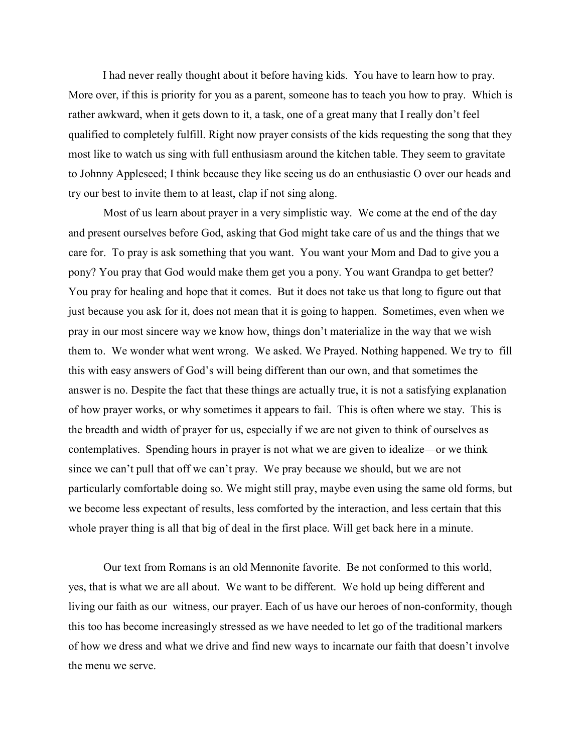I had never really thought about it before having kids. You have to learn how to pray. More over, if this is priority for you as a parent, someone has to teach you how to pray. Which is rather awkward, when it gets down to it, a task, one of a great many that I really don't feel qualified to completely fulfill. Right now prayer consists of the kids requesting the song that they most like to watch us sing with full enthusiasm around the kitchen table. They seem to gravitate to Johnny Appleseed; I think because they like seeing us do an enthusiastic O over our heads and try our best to invite them to at least, clap if not sing along.

Most of us learn about prayer in a very simplistic way. We come at the end of the day and present ourselves before God, asking that God might take care of us and the things that we care for. To pray is ask something that you want. You want your Mom and Dad to give you a pony? You pray that God would make them get you a pony. You want Grandpa to get better? You pray for healing and hope that it comes. But it does not take us that long to figure out that just because you ask for it, does not mean that it is going to happen. Sometimes, even when we pray in our most sincere way we know how, things don't materialize in the way that we wish them to. We wonder what went wrong. We asked. We Prayed. Nothing happened. We try to fill this with easy answers of God's will being different than our own, and that sometimes the answer is no. Despite the fact that these things are actually true, it is not a satisfying explanation of how prayer works, or why sometimes it appears to fail. This is often where we stay. This is the breadth and width of prayer for us, especially if we are not given to think of ourselves as contemplatives. Spending hours in prayer is not what we are given to idealize—or we think since we can't pull that off we can't pray. We pray because we should, but we are not particularly comfortable doing so. We might still pray, maybe even using the same old forms, but we become less expectant of results, less comforted by the interaction, and less certain that this whole prayer thing is all that big of deal in the first place. Will get back here in a minute.

Our text from Romans is an old Mennonite favorite. Be not conformed to this world, yes, that is what we are all about. We want to be different. We hold up being different and living our faith as our witness, our prayer. Each of us have our heroes of non-conformity, though this too has become increasingly stressed as we have needed to let go of the traditional markers of how we dress and what we drive and find new ways to incarnate our faith that doesn't involve the menu we serve.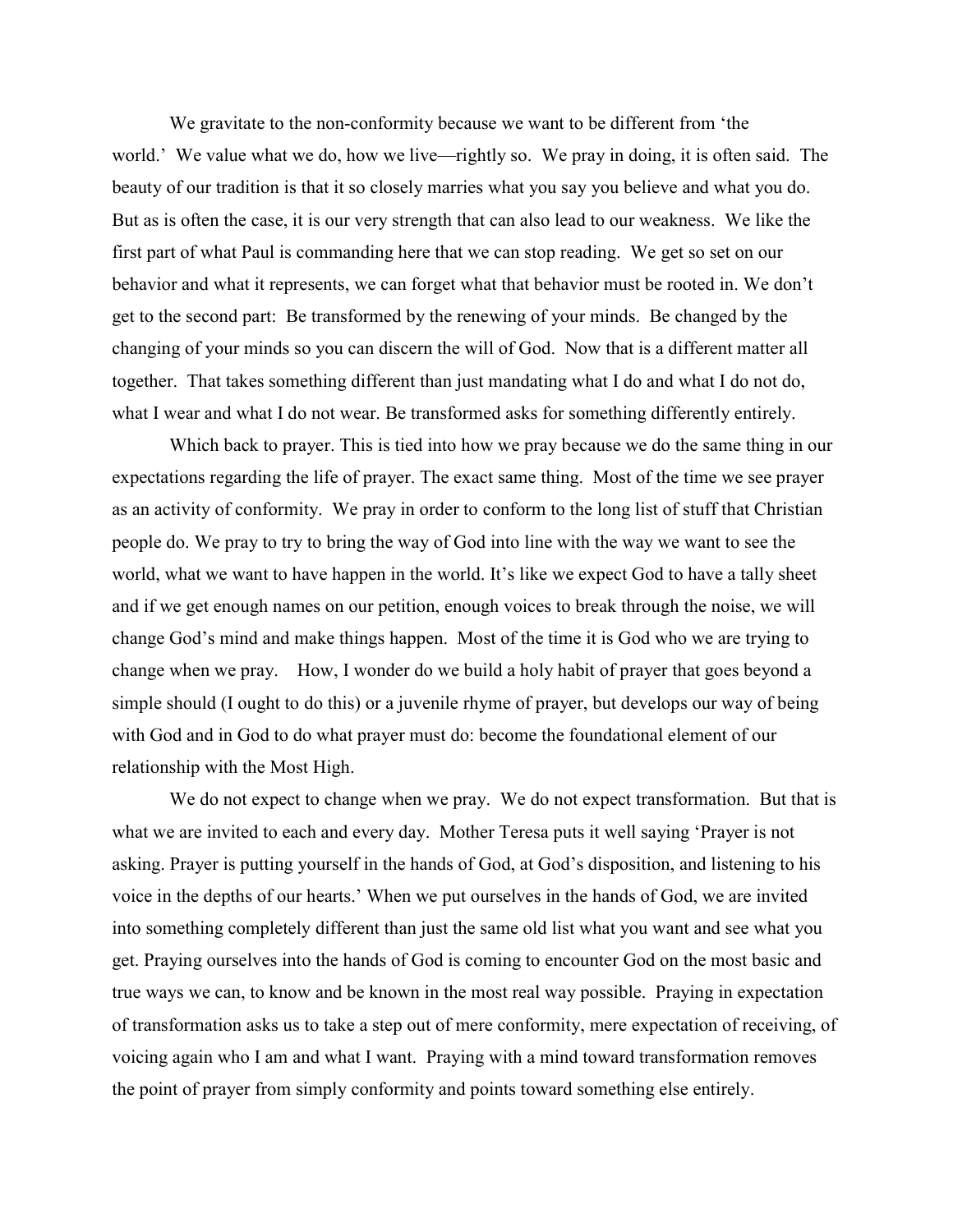We gravitate to the non-conformity because we want to be different from 'the world.' We value what we do, how we live—rightly so. We pray in doing, it is often said. The beauty of our tradition is that it so closely marries what you say you believe and what you do. But as is often the case, it is our very strength that can also lead to our weakness. We like the first part of what Paul is commanding here that we can stop reading. We get so set on our behavior and what it represents, we can forget what that behavior must be rooted in. We don't get to the second part: Be transformed by the renewing of your minds. Be changed by the changing of your minds so you can discern the will of God. Now that is a different matter all together. That takes something different than just mandating what I do and what I do not do, what I wear and what I do not wear. Be transformed asks for something differently entirely.

Which back to prayer. This is tied into how we pray because we do the same thing in our expectations regarding the life of prayer. The exact same thing. Most of the time we see prayer as an activity of conformity. We pray in order to conform to the long list of stuff that Christian people do. We pray to try to bring the way of God into line with the way we want to see the world, what we want to have happen in the world. It's like we expect God to have a tally sheet and if we get enough names on our petition, enough voices to break through the noise, we will change God's mind and make things happen. Most of the time it is God who we are trying to change when we pray. How, I wonder do we build a holy habit of prayer that goes beyond a simple should (I ought to do this) or a juvenile rhyme of prayer, but develops our way of being with God and in God to do what prayer must do: become the foundational element of our relationship with the Most High.

We do not expect to change when we pray. We do not expect transformation. But that is what we are invited to each and every day. Mother Teresa puts it well saying 'Prayer is not asking. Prayer is putting yourself in the hands of God, at God's disposition, and listening to his voice in the depths of our hearts.' When we put ourselves in the hands of God, we are invited into something completely different than just the same old list what you want and see what you get. Praying ourselves into the hands of God is coming to encounter God on the most basic and true ways we can, to know and be known in the most real way possible. Praying in expectation of transformation asks us to take a step out of mere conformity, mere expectation of receiving, of voicing again who I am and what I want. Praying with a mind toward transformation removes the point of prayer from simply conformity and points toward something else entirely.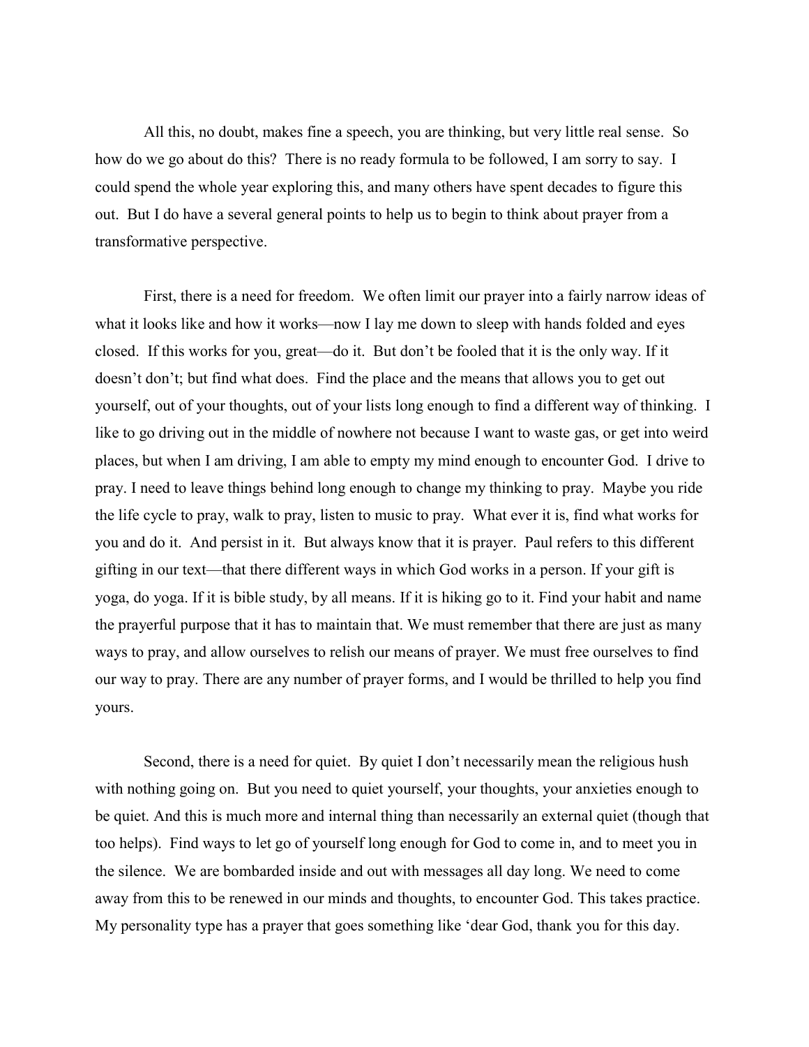All this, no doubt, makes fine a speech, you are thinking, but very little real sense. So how do we go about do this? There is no ready formula to be followed, I am sorry to say. I could spend the whole year exploring this, and many others have spent decades to figure this out. But I do have a several general points to help us to begin to think about prayer from a transformative perspective.

First, there is a need for freedom. We often limit our prayer into a fairly narrow ideas of what it looks like and how it works—now I lay me down to sleep with hands folded and eyes closed. If this works for you, great—do it. But don't be fooled that it is the only way. If it doesn't don't; but find what does. Find the place and the means that allows you to get out yourself, out of your thoughts, out of your lists long enough to find a different way of thinking. I like to go driving out in the middle of nowhere not because I want to waste gas, or get into weird places, but when I am driving, I am able to empty my mind enough to encounter God. I drive to pray. I need to leave things behind long enough to change my thinking to pray. Maybe you ride the life cycle to pray, walk to pray, listen to music to pray. What ever it is, find what works for you and do it. And persist in it. But always know that it is prayer. Paul refers to this different gifting in our text—that there different ways in which God works in a person. If your gift is yoga, do yoga. If it is bible study, by all means. If it is hiking go to it. Find your habit and name the prayerful purpose that it has to maintain that. We must remember that there are just as many ways to pray, and allow ourselves to relish our means of prayer. We must free ourselves to find our way to pray. There are any number of prayer forms, and I would be thrilled to help you find yours.

Second, there is a need for quiet. By quiet I don't necessarily mean the religious hush with nothing going on. But you need to quiet yourself, your thoughts, your anxieties enough to be quiet. And this is much more and internal thing than necessarily an external quiet (though that too helps). Find ways to let go of yourself long enough for God to come in, and to meet you in the silence. We are bombarded inside and out with messages all day long. We need to come away from this to be renewed in our minds and thoughts, to encounter God. This takes practice. My personality type has a prayer that goes something like 'dear God, thank you for this day.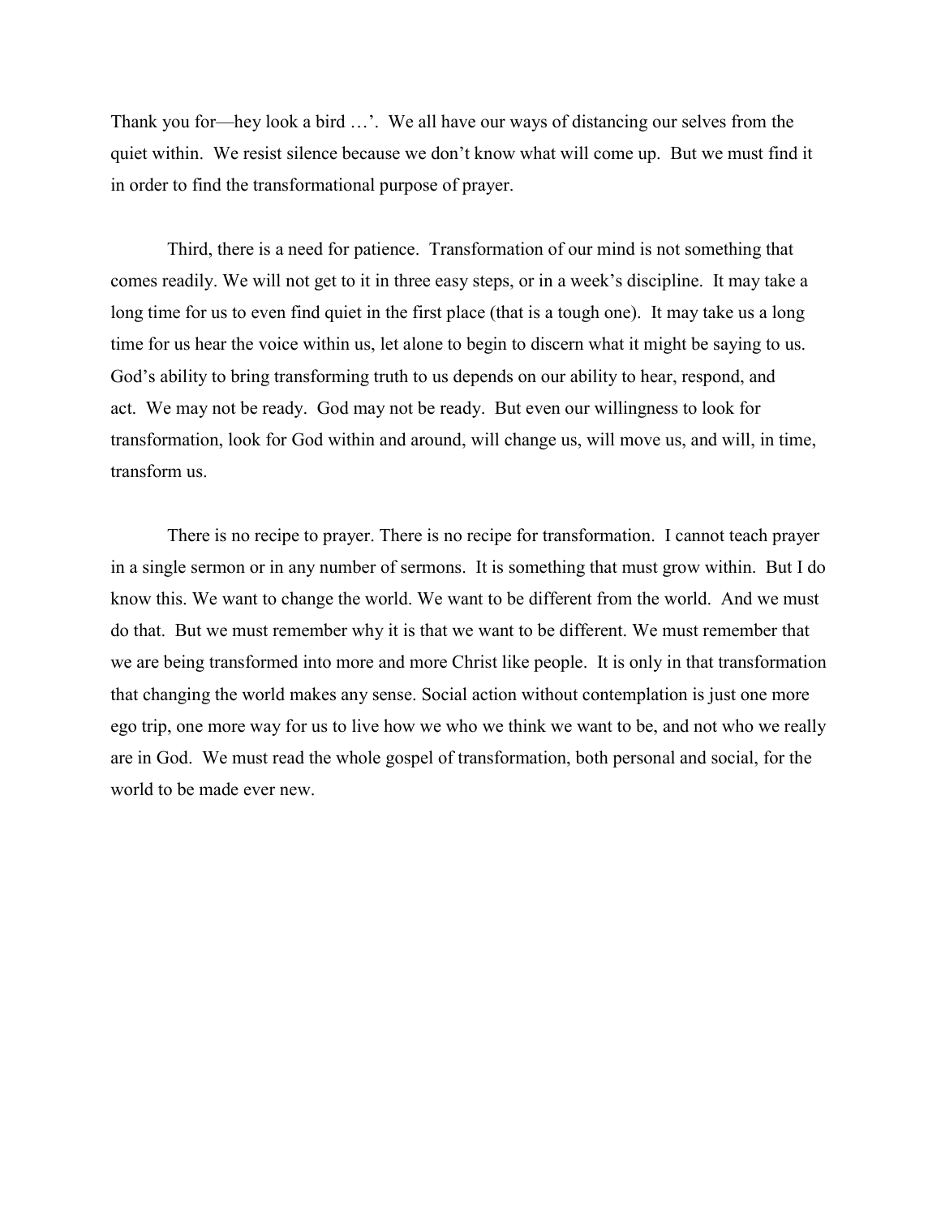Thank you for—hey look a bird …'. We all have our ways of distancing our selves from the quiet within. We resist silence because we don't know what will come up. But we must find it in order to find the transformational purpose of prayer.

Third, there is a need for patience. Transformation of our mind is not something that comes readily. We will not get to it in three easy steps, or in a week's discipline. It may take a long time for us to even find quiet in the first place (that is a tough one). It may take us a long time for us hear the voice within us, let alone to begin to discern what it might be saying to us. God's ability to bring transforming truth to us depends on our ability to hear, respond, and act. We may not be ready. God may not be ready. But even our willingness to look for transformation, look for God within and around, will change us, will move us, and will, in time, transform us.

There is no recipe to prayer. There is no recipe for transformation. I cannot teach prayer in a single sermon or in any number of sermons. It is something that must grow within. But I do know this. We want to change the world. We want to be different from the world. And we must do that. But we must remember why it is that we want to be different. We must remember that we are being transformed into more and more Christ like people. It is only in that transformation that changing the world makes any sense. Social action without contemplation is just one more ego trip, one more way for us to live how we who we think we want to be, and not who we really are in God. We must read the whole gospel of transformation, both personal and social, for the world to be made ever new.